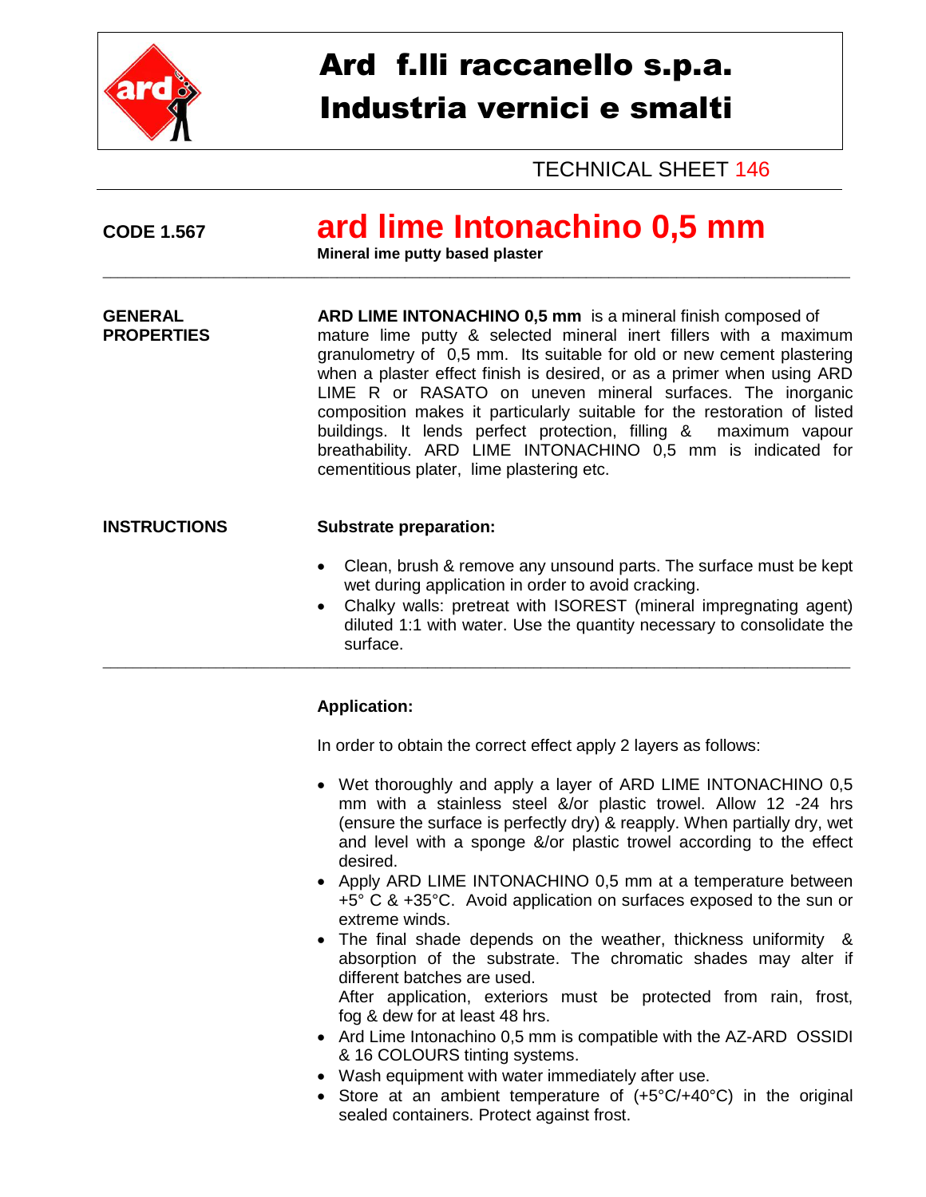# Ard f.lli raccanello s.p.a.
# Industria vernici e smalti

TECHNICAL SHEET 146

**CODE 1.567**

## ard lime Intonachino 0,5 mm

**Mineral ime putty based plaster**

---

**GENERAL PROPERTIES**

**ARD LIME INTONACHINO 0,5 mm** is a mineral finish composed of mature lime putty & selected mineral inert fillers with a maximum granulometry of 0,5 mm. Its suitable for old or new cement plastering when a plaster effect finish is desired, or as a primer when using ARD LIME R or RASATO on uneven mineral surfaces. The inorganic composition makes it particularly suitable for the restoration of listed buildings. It lends perfect protection, filling & maximum vapour breathability. ARD LIME INTONACHINO 0,5 mm is indicated for cementitious plater, lime plastering etc.

**INSTRUCTIONS**

**Substrate preparation:**

- Clean, brush & remove any unsound parts. The surface must be kept wet during application in order to avoid cracking.
- Chalky walls: pretreat with ISOREST (mineral impregnating agent) diluted 1:1 with water. Use the quantity necessary to consolidate the surface.

---

**Application:**

In order to obtain the correct effect apply 2 layers as follows:

- Wet thoroughly and apply a layer of ARD LIME INTONACHINO 0,5 mm with a stainless steel &/or plastic trowel. Allow 12 -24 hrs (ensure the surface is perfectly dry) & reapply. When partially dry, wet and level with a sponge &/or plastic trowel according to the effect desired.
- Apply ARD LIME INTONACHINO 0,5 mm at a temperature between +5° C & +35°C. Avoid application on surfaces exposed to the sun or extreme winds.
- The final shade depends on the weather, thickness uniformity & absorption of the substrate. The chromatic shades may alter if different batches are used.
  After application, exteriors must be protected from rain, frost, fog & dew for at least 48 hrs.
- Ard Lime Intonachino 0,5 mm is compatible with the AZ-ARD OSSIDI & 16 COLOURS tinting systems.
- Wash equipment with water immediately after use.
- Store at an ambient temperature of (+5°C/+40°C) in the original sealed containers. Protect against frost.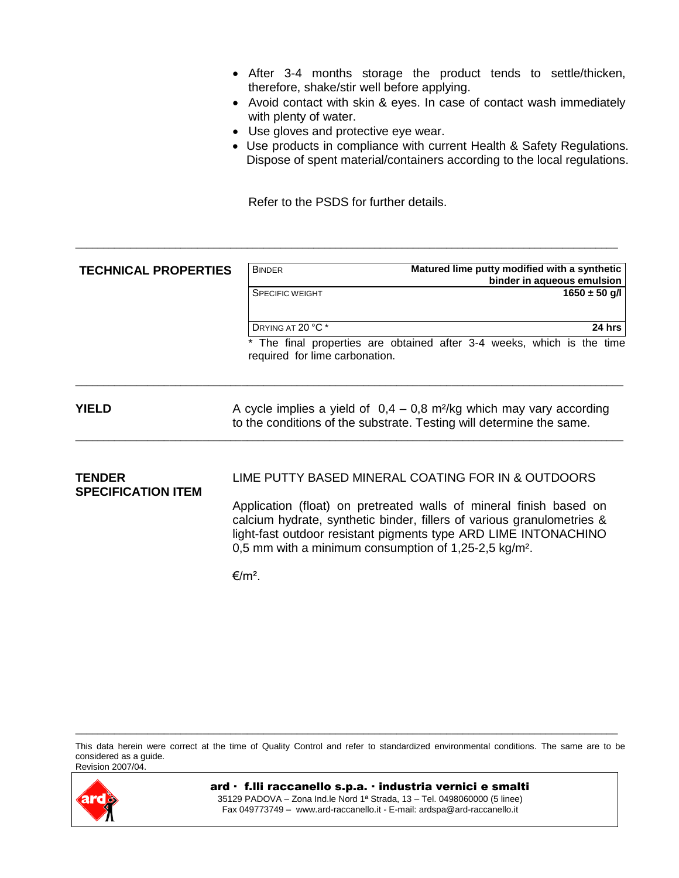- After 3-4 months storage the product tends to settle/thicken, therefore, shake/stir well before applying.
- Avoid contact with skin & eyes. In case of contact wash immediately with plenty of water.
- Use gloves and protective eye wear.
- Use products in compliance with current Health & Safety Regulations. Dispose of spent material/containers according to the local regulations.

Refer to the PSDS for further details.

## TECHNICAL PROPERTIES

| | |
|---|---|
| BINDER | **Matured lime putty modified with a synthetic binder in aqueous emulsion** |
| SPECIFIC WEIGHT | **1650 ± 50 g/l** |
| DRYING AT 20 °C * | **24 hrs** |

* The final properties are obtained after 3-4 weeks, which is the time required for lime carbonation.

## YIELD

A cycle implies a yield of 0,4 – 0,8 m²/kg which may vary according to the conditions of the substrate. Testing will determine the same.

## TENDER SPECIFICATION ITEM

LIME PUTTY BASED MINERAL COATING FOR IN & OUTDOORS

Application (float) on pretreated walls of mineral finish based on calcium hydrate, synthetic binder, fillers of various granulometries & light-fast outdoor resistant pigments type ARD LIME INTONACHINO 0,5 mm with a minimum consumption of 1,25-2,5 kg/m².

€/m².

This data herein were correct at the time of Quality Control and refer to standardized environmental conditions. The same are to be considered as a guide.
Revision 2007/04.

**ard · f.lli raccanello s.p.a. · industria vernici e smalti**
35129 PADOVA – Zona Ind.le Nord 1ª Strada, 13 – Tel. 0498060000 (5 linee)
Fax 049773749 – www.ard-raccanello.it - E-mail: ardspa@ard-raccanello.it